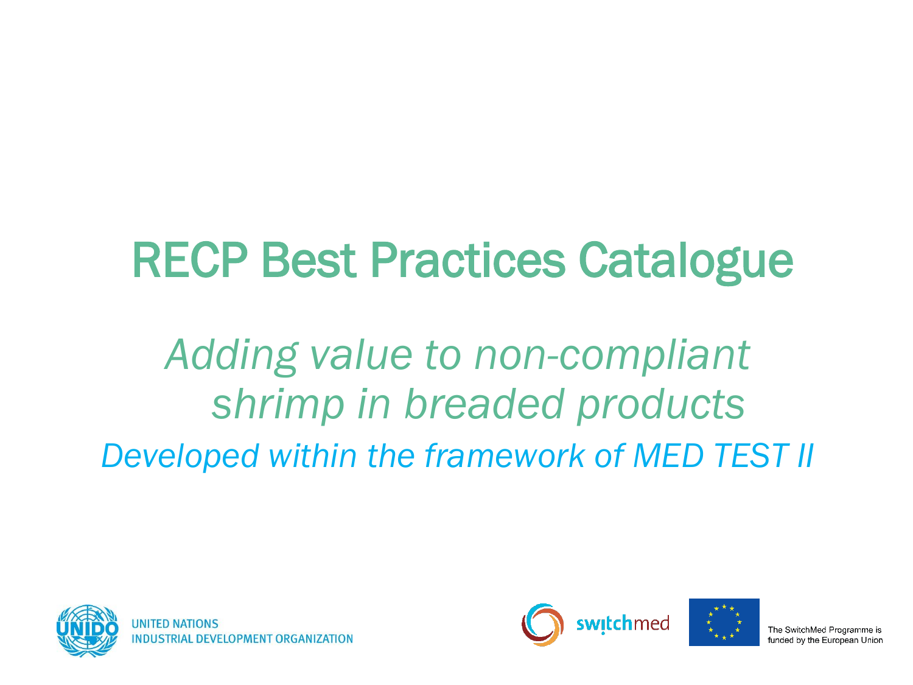# RECP Best Practices Catalogue

## *Adding value to non-compliant shrimp in breaded products*

*Developed within the framework of MED TEST II*

UNITED NATIONS
INDUSTRIAL DEVELOPMENT ORGANIZATION

switchmed

The SwitchMed Programme is funded by the European Union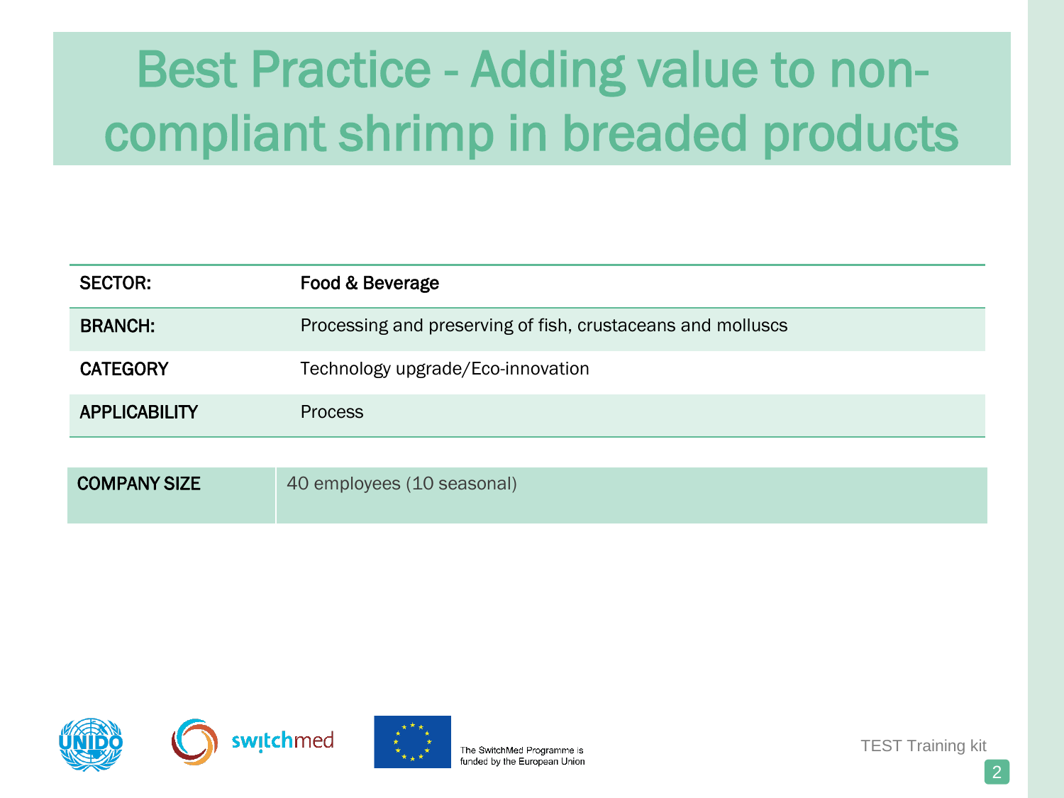# Best Practice - Adding value to non-compliant shrimp in breaded products

| | |
|---|---|
| **SECTOR:** | **Food & Beverage** |
| **BRANCH:** | Processing and preserving of fish, crustaceans and molluscs |
| **CATEGORY** | Technology upgrade/Eco-innovation |
| **APPLICABILITY** | Process |
| **COMPANY SIZE** | 40 employees (10 seasonal) |

The SwitchMed Programme is funded by the European Union

TEST Training kit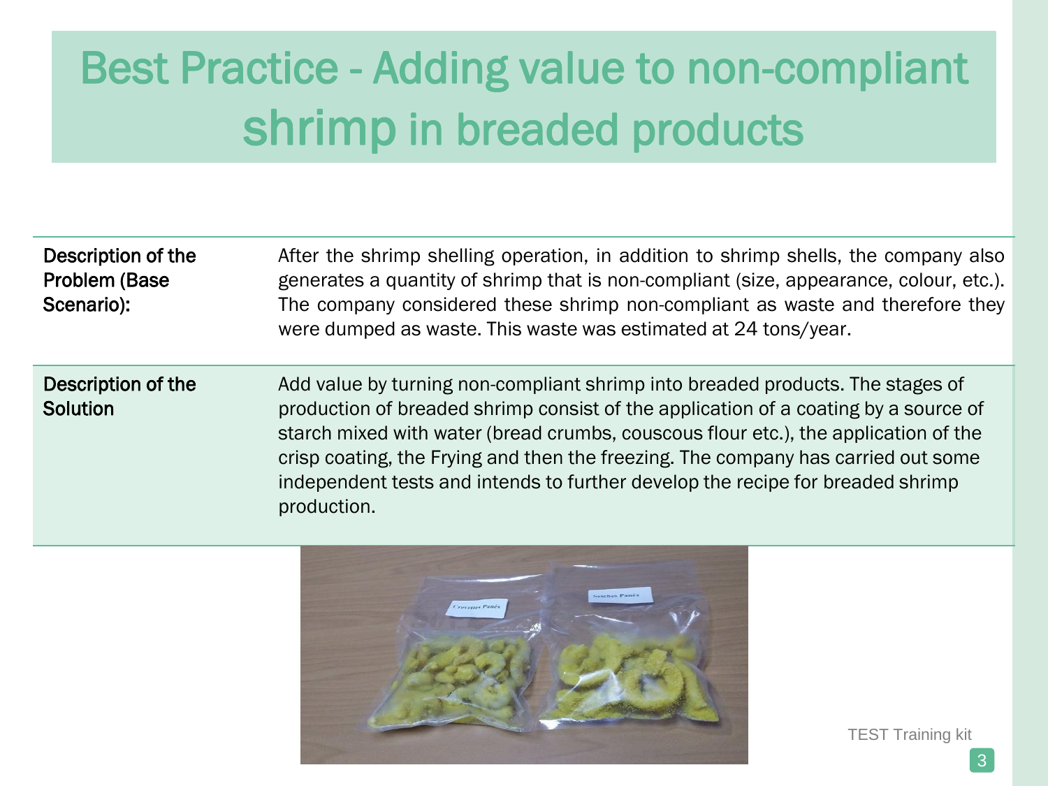# Best Practice - Adding value to non-compliant shrimp in breaded products

| | |
|---|---|
| **Description of the Problem (Base Scenario):** | After the shrimp shelling operation, in addition to shrimp shells, the company also generates a quantity of shrimp that is non-compliant (size, appearance, colour, etc.). The company considered these shrimp non-compliant as waste and therefore they were dumped as waste. This waste was estimated at 24 tons/year. |
| **Description of the Solution** | Add value by turning non-compliant shrimp into breaded products. The stages of production of breaded shrimp consist of the application of a coating by a source of starch mixed with water (bread crumbs, couscous flour etc.), the application of the crisp coating, the Frying and then the freezing. The company has carried out some independent tests and intends to further develop the recipe for breaded shrimp production. |

TEST Training kit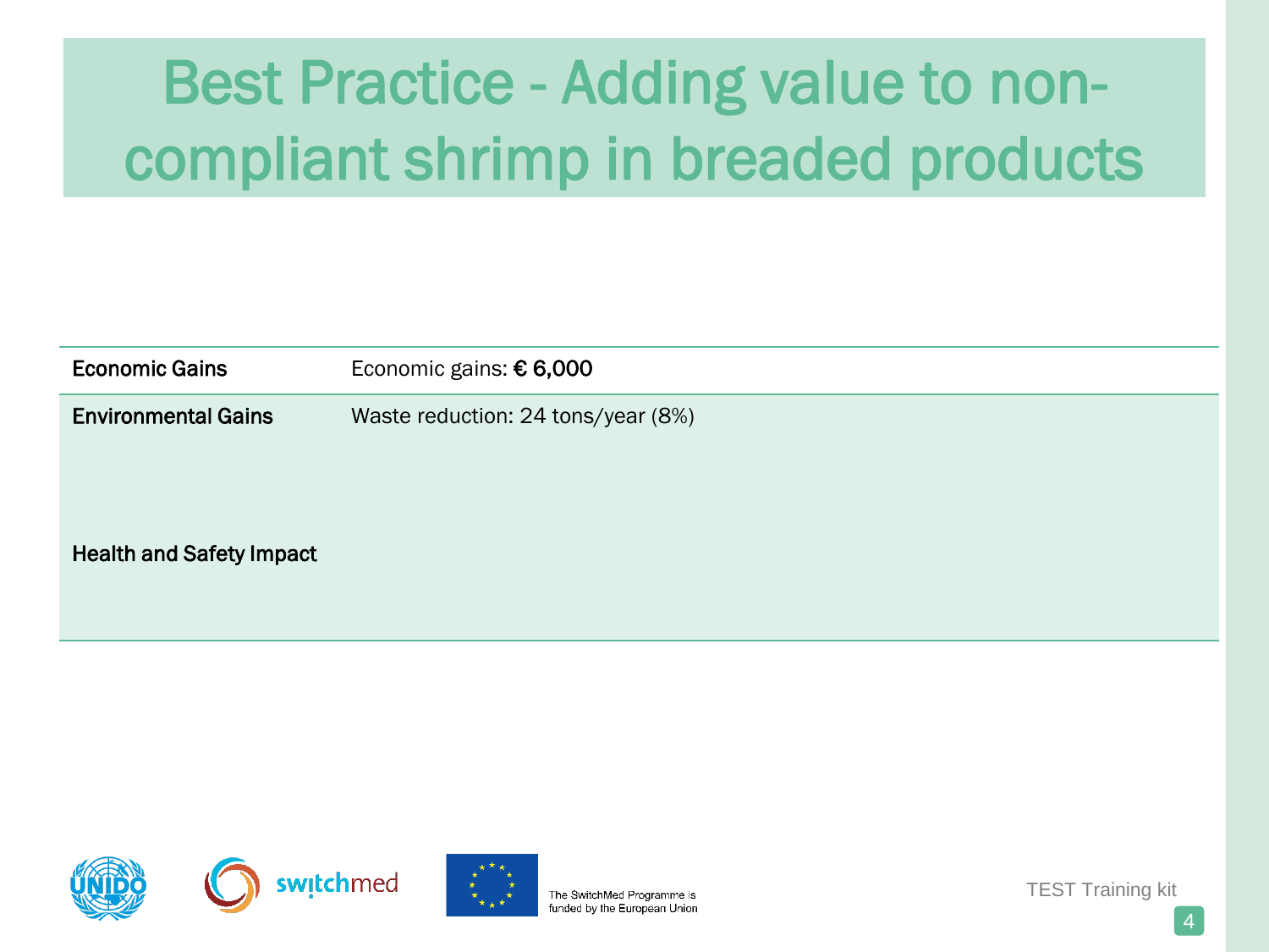# Best Practice - Adding value to non-compliant shrimp in breaded products

| | |
|---|---|
| **Economic Gains** | Economic gains: **€ 6,000** |
| **Environmental Gains** | Waste reduction: 24 tons/year (8%) |
| **Health and Safety Impact** | |

The SwitchMed Programme is funded by the European Union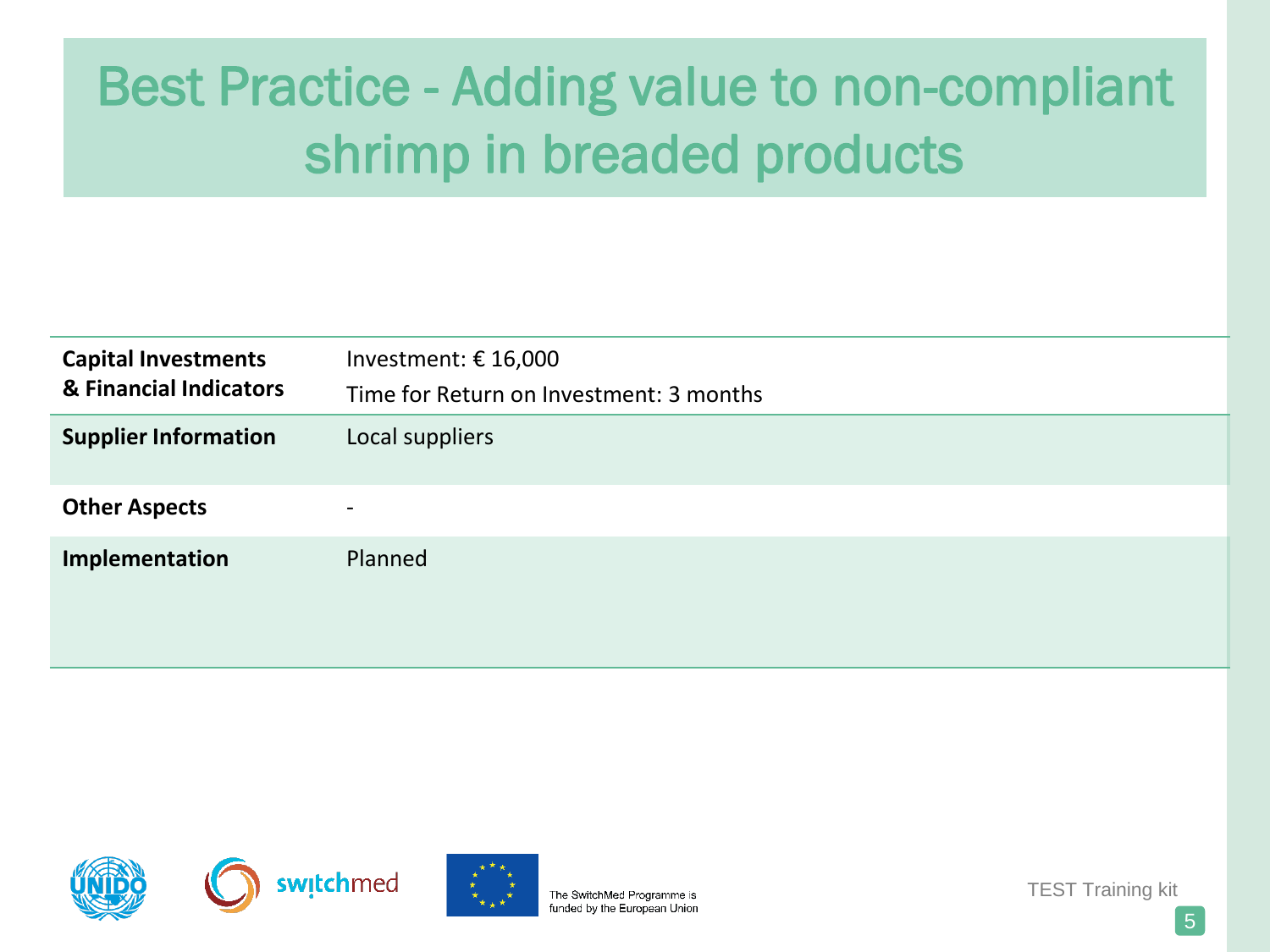# Best Practice - Adding value to non-compliant shrimp in breaded products

| | |
|---|---|
| **Capital Investments & Financial Indicators** | Investment: € 16,000<br>Time for Return on Investment: 3 months |
| **Supplier Information** | Local suppliers |
| **Other Aspects** | - |
| **Implementation** | Planned |

The SwitchMed Programme is funded by the European Union